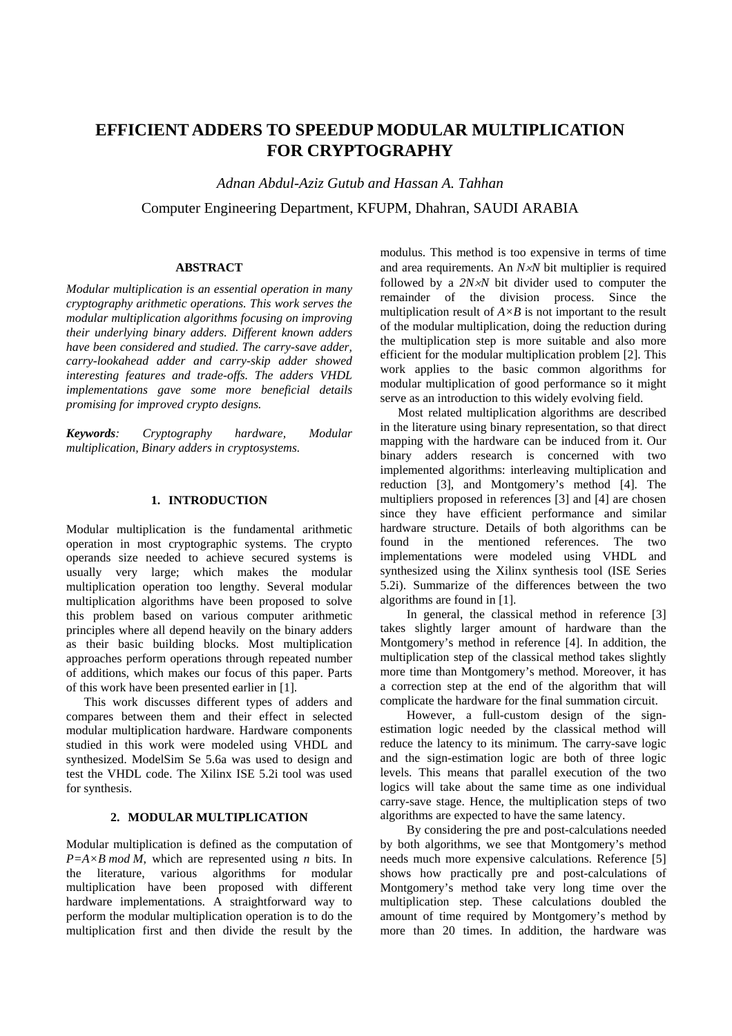# EFFICIENT ADDERS TO SPEEDUP MODULAR MULTIPLICATION FOR CRYPTOGRAPHY

*Adnan Abdul-Aziz Gutub and Hassan A. Tahhan*

Computer Engineering Department, KFUPM, Dhahran, SAUDI ARABIA

### ABSTRACT

*Modular multiplication is an essential operation in many cryptography arithmetic operations. This work serves the modular multiplication algorithms focusing on improving their underlying binary adders. Different known adders have been considered and studied. The carry-save adder, carry-lookahead adder and carry-skip adder showed interesting features and trade-offs. The adders VHDL implementations gave some more beneficial details promising for improved crypto designs.*

***Keywords**: Cryptography hardware, Modular multiplication, Binary adders in cryptosystems.*

## 1. INTRODUCTION

Modular multiplication is the fundamental arithmetic operation in most cryptographic systems. The crypto operands size needed to achieve secured systems is usually very large; which makes the modular multiplication operation too lengthy. Several modular multiplication algorithms have been proposed to solve this problem based on various computer arithmetic principles where all depend heavily on the binary adders as their basic building blocks. Most multiplication approaches perform operations through repeated number of additions, which makes our focus of this paper. Parts of this work have been presented earlier in [1].

This work discusses different types of adders and compares between them and their effect in selected modular multiplication hardware. Hardware components studied in this work were modeled using VHDL and synthesized. ModelSim Se 5.6a was used to design and test the VHDL code. The Xilinx ISE 5.2i tool was used for synthesis.

## 2. MODULAR MULTIPLICATION

Modular multiplication is defined as the computation of $P=A\times B \bmod M$, which are represented using $n$ bits. In the literature, various algorithms for modular multiplication have been proposed with different hardware implementations. A straightforward way to perform the modular multiplication operation is to do the multiplication first and then divide the result by the modulus. This method is too expensive in terms of time and area requirements. An $N\times N$ bit multiplier is required followed by a $2N\times N$ bit divider used to computer the remainder of the division process. Since the multiplication result of $A\times B$ is not important to the result of the modular multiplication, doing the reduction during the multiplication step is more suitable and also more efficient for the modular multiplication problem [2]. This work applies to the basic common algorithms for modular multiplication of good performance so it might serve as an introduction to this widely evolving field.

Most related multiplication algorithms are described in the literature using binary representation, so that direct mapping with the hardware can be induced from it. Our binary adders research is concerned with two implemented algorithms: interleaving multiplication and reduction [3], and Montgomery's method [4]. The multipliers proposed in references [3] and [4] are chosen since they have efficient performance and similar hardware structure. Details of both algorithms can be found in the mentioned references. The two implementations were modeled using VHDL and synthesized using the Xilinx synthesis tool (ISE Series 5.2i). Summarize of the differences between the two algorithms are found in [1].

In general, the classical method in reference [3] takes slightly larger amount of hardware than the Montgomery's method in reference [4]. In addition, the multiplication step of the classical method takes slightly more time than Montgomery's method. Moreover, it has a correction step at the end of the algorithm that will complicate the hardware for the final summation circuit.

However, a full-custom design of the sign-estimation logic needed by the classical method will reduce the latency to its minimum. The carry-save logic and the sign-estimation logic are both of three logic levels. This means that parallel execution of the two logics will take about the same time as one individual carry-save stage. Hence, the multiplication steps of two algorithms are expected to have the same latency.

By considering the pre and post-calculations needed by both algorithms, we see that Montgomery's method needs much more expensive calculations. Reference [5] shows how practically pre and post-calculations of Montgomery's method take very long time over the multiplication step. These calculations doubled the amount of time required by Montgomery's method by more than 20 times. In addition, the hardware was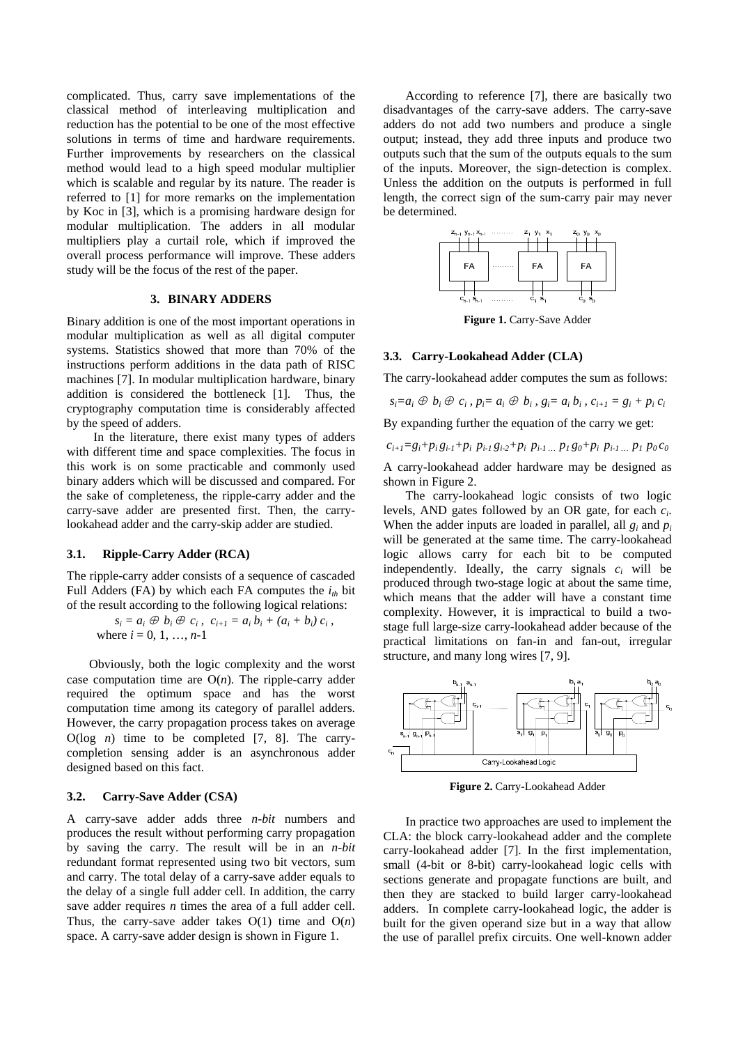complicated. Thus, carry save implementations of the classical method of interleaving multiplication and reduction has the potential to be one of the most effective solutions in terms of time and hardware requirements. Further improvements by researchers on the classical method would lead to a high speed modular multiplier which is scalable and regular by its nature. The reader is referred to [1] for more remarks on the implementation by Koc in [3], which is a promising hardware design for modular multiplication. The adders in all modular multipliers play a curtail role, which if improved the overall process performance will improve. These adders study will be the focus of the rest of the paper.

## 3. BINARY ADDERS

Binary addition is one of the most important operations in modular multiplication as well as all digital computer systems. Statistics showed that more than 70% of the instructions perform additions in the data path of RISC machines [7]. In modular multiplication hardware, binary addition is considered the bottleneck [1]. Thus, the cryptography computation time is considerably affected by the speed of adders.

In the literature, there exist many types of adders with different time and space complexities. The focus in this work is on some practicable and commonly used binary adders which will be discussed and compared. For the sake of completeness, the ripple-carry adder and the carry-save adder are presented first. Then, the carry-lookahead adder and the carry-skip adder are studied.

### 3.1. Ripple-Carry Adder (RCA)

The ripple-carry adder consists of a sequence of cascaded Full Adders (FA) by which each FA computes the $i_{th}$ bit of the result according to the following logical relations:

$$s_i = a_i \oplus b_i \oplus c_i \,,\ c_{i+1} = a_i\, b_i + (a_i + b_i)\, c_i \,,$$

where $i = 0, 1, \ldots, n$-1

Obviously, both the logic complexity and the worst case computation time are $O(n)$. The ripple-carry adder required the optimum space and has the worst computation time among its category of parallel adders. However, the carry propagation process takes on average $O(\log\ n)$ time to be completed [7, 8]. The carry-completion sensing adder is an asynchronous adder designed based on this fact.

### 3.2. Carry-Save Adder (CSA)

A carry-save adder adds three *n-bit* numbers and produces the result without performing carry propagation by saving the carry. The result will be in an *n-bit* redundant format represented using two bit vectors, sum and carry. The total delay of a carry-save adder equals to the delay of a single full adder cell. In addition, the carry save adder requires *n* times the area of a full adder cell. Thus, the carry-save adder takes $O(1)$ time and $O(n)$ space. A carry-save adder design is shown in Figure 1.

According to reference [7], there are basically two disadvantages of the carry-save adders. The carry-save adders do not add two numbers and produce a single output; instead, they add three inputs and produce two outputs such that the sum of the outputs equals to the sum of the inputs. Moreover, the sign-detection is complex. Unless the addition on the outputs is performed in full length, the correct sign of the sum-carry pair may never be determined.

**Figure 1.** Carry-Save Adder

### 3.3. Carry-Lookahead Adder (CLA)

The carry-lookahead adder computes the sum as follows:

$$s_i = a_i \oplus b_i \oplus c_i \,,\ p_i = a_i \oplus b_i \,,\ g_i = a_i\, b_i \,,\ c_{i+1} = g_i + p_i\, c_i$$

By expanding further the equation of the carry we get:

$$c_{i+1} = g_i + p_i\, g_{i-1} + p_i\, p_{i-1}\, g_{i-2} + p_i\, p_{i-1} \ldots p_1\, g_0 + p_i\, p_{i-1} \ldots p_1\, p_0\, c_0$$

A carry-lookahead adder hardware may be designed as shown in Figure 2.

The carry-lookahead logic consists of two logic levels, AND gates followed by an OR gate, for each $c_i$. When the adder inputs are loaded in parallel, all $g_i$ and $p_i$ will be generated at the same time. The carry-lookahead logic allows carry for each bit to be computed independently. Ideally, the carry signals $c_i$ will be produced through two-stage logic at about the same time, which means that the adder will have a constant time complexity. However, it is impractical to build a two-stage full large-size carry-lookahead adder because of the practical limitations on fan-in and fan-out, irregular structure, and many long wires [7, 9].

**Figure 2.** Carry-Lookahead Adder

In practice two approaches are used to implement the CLA: the block carry-lookahead adder and the complete carry-lookahead adder [7]. In the first implementation, small (4-bit or 8-bit) carry-lookahead logic cells with sections generate and propagate functions are built, and then they are stacked to build larger carry-lookahead adders. In complete carry-lookahead logic, the adder is built for the given operand size but in a way that allow the use of parallel prefix circuits. One well-known adder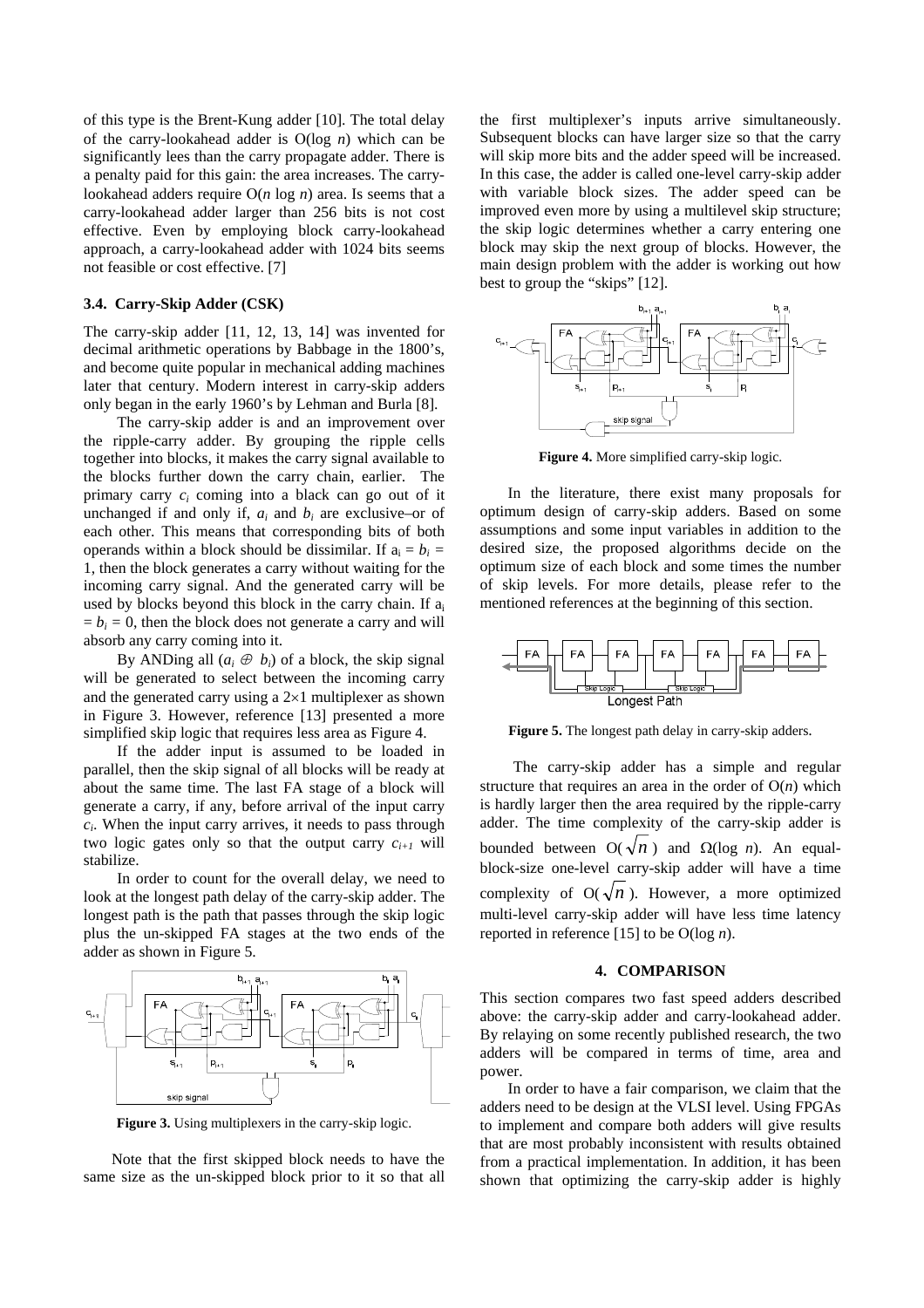of this type is the Brent-Kung adder [10]. The total delay of the carry-lookahead adder is O(log $n$) which can be significantly lees than the carry propagate adder. There is a penalty paid for this gain: the area increases. The carry-lookahead adders require O($n$ log $n$) area. Is seems that a carry-lookahead adder larger than 256 bits is not cost effective. Even by employing block carry-lookahead approach, a carry-lookahead adder with 1024 bits seems not feasible or cost effective. [7]

### 3.4. Carry-Skip Adder (CSK)

The carry-skip adder [11, 12, 13, 14] was invented for decimal arithmetic operations by Babbage in the 1800's, and become quite popular in mechanical adding machines later that century. Modern interest in carry-skip adders only began in the early 1960's by Lehman and Burla [8].

The carry-skip adder is and an improvement over the ripple-carry adder. By grouping the ripple cells together into blocks, it makes the carry signal available to the blocks further down the carry chain, earlier. The primary carry $c_i$ coming into a black can go out of it unchanged if and only if, $a_i$ and $b_i$ are exclusive–or of each other. This means that corresponding bits of both operands within a block should be dissimilar. If $a_i = b_i = 1$, then the block generates a carry without waiting for the incoming carry signal. And the generated carry will be used by blocks beyond this block in the carry chain. If $a_i = b_i = 0$, then the block does not generate a carry and will absorb any carry coming into it.

By ANDing all ($a_i \oplus b_i$) of a block, the skip signal will be generated to select between the incoming carry and the generated carry using a 2×1 multiplexer as shown in Figure 3. However, reference [13] presented a more simplified skip logic that requires less area as Figure 4.

If the adder input is assumed to be loaded in parallel, then the skip signal of all blocks will be ready at about the same time. The last FA stage of a block will generate a carry, if any, before arrival of the input carry $c_i$. When the input carry arrives, it needs to pass through two logic gates only so that the output carry $c_{i+1}$ will stabilize.

In order to count for the overall delay, we need to look at the longest path delay of the carry-skip adder. The longest path is the path that passes through the skip logic plus the un-skipped FA stages at the two ends of the adder as shown in Figure 5.

**Figure 3.** Using multiplexers in the carry-skip logic.

Note that the first skipped block needs to have the same size as the un-skipped block prior to it so that all the first multiplexer's inputs arrive simultaneously. Subsequent blocks can have larger size so that the carry will skip more bits and the adder speed will be increased. In this case, the adder is called one-level carry-skip adder with variable block sizes. The adder speed can be improved even more by using a multilevel skip structure; the skip logic determines whether a carry entering one block may skip the next group of blocks. However, the main design problem with the adder is working out how best to group the "skips" [12].

**Figure 4.** More simplified carry-skip logic.

In the literature, there exist many proposals for optimum design of carry-skip adders. Based on some assumptions and some input variables in addition to the desired size, the proposed algorithms decide on the optimum size of each block and some times the number of skip levels. For more details, please refer to the mentioned references at the beginning of this section.

**Figure 5.** The longest path delay in carry-skip adders.

The carry-skip adder has a simple and regular structure that requires an area in the order of O($n$) which is hardly larger then the area required by the ripple-carry adder. The time complexity of the carry-skip adder is bounded between O($\sqrt{n}$) and Ω(log $n$). An equal-block-size one-level carry-skip adder will have a time complexity of O($\sqrt{n}$). However, a more optimized multi-level carry-skip adder will have less time latency reported in reference [15] to be O(log $n$).

## 4. COMPARISON

This section compares two fast speed adders described above: the carry-skip adder and carry-lookahead adder. By relaying on some recently published research, the two adders will be compared in terms of time, area and power.

In order to have a fair comparison, we claim that the adders need to be design at the VLSI level. Using FPGAs to implement and compare both adders will give results that are most probably inconsistent with results obtained from a practical implementation. In addition, it has been shown that optimizing the carry-skip adder is highly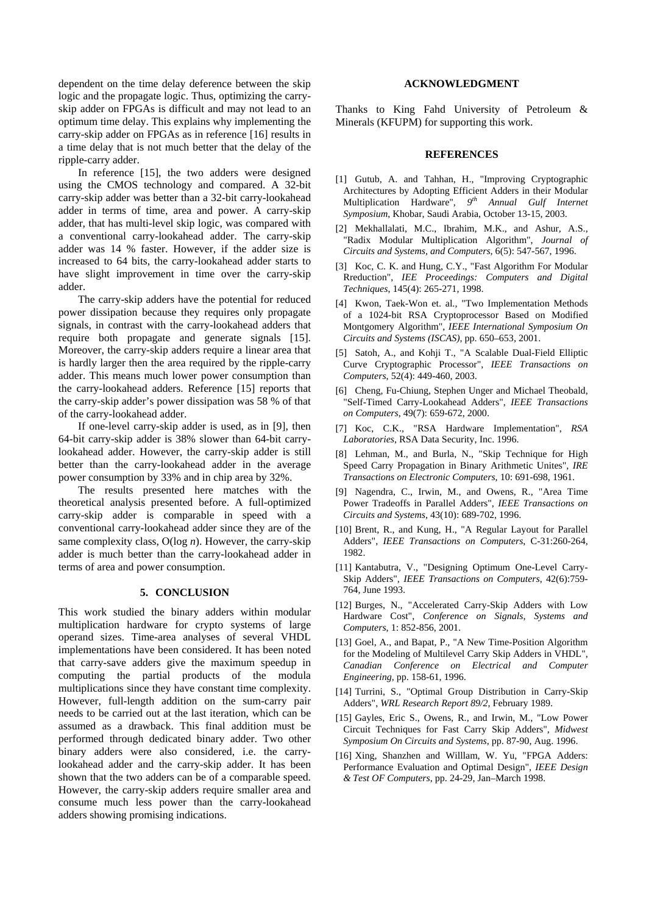dependent on the time delay deference between the skip logic and the propagate logic. Thus, optimizing the carry-skip adder on FPGAs is difficult and may not lead to an optimum time delay. This explains why implementing the carry-skip adder on FPGAs as in reference [16] results in a time delay that is not much better that the delay of the ripple-carry adder.

In reference [15], the two adders were designed using the CMOS technology and compared. A 32-bit carry-skip adder was better than a 32-bit carry-lookahead adder in terms of time, area and power. A carry-skip adder, that has multi-level skip logic, was compared with a conventional carry-lookahead adder. The carry-skip adder was 14 % faster. However, if the adder size is increased to 64 bits, the carry-lookahead adder starts to have slight improvement in time over the carry-skip adder.

The carry-skip adders have the potential for reduced power dissipation because they requires only propagate signals, in contrast with the carry-lookahead adders that require both propagate and generate signals [15]. Moreover, the carry-skip adders require a linear area that is hardly larger then the area required by the ripple-carry adder. This means much lower power consumption than the carry-lookahead adders. Reference [15] reports that the carry-skip adder's power dissipation was 58 % of that of the carry-lookahead adder.

If one-level carry-skip adder is used, as in [9], then 64-bit carry-skip adder is 38% slower than 64-bit carry-lookahead adder. However, the carry-skip adder is still better than the carry-lookahead adder in the average power consumption by 33% and in chip area by 32%.

The results presented here matches with the theoretical analysis presented before. A full-optimized carry-skip adder is comparable in speed with a conventional carry-lookahead adder since they are of the same complexity class, O(log *n*). However, the carry-skip adder is much better than the carry-lookahead adder in terms of area and power consumption.

## 5. CONCLUSION

This work studied the binary adders within modular multiplication hardware for crypto systems of large operand sizes. Time-area analyses of several VHDL implementations have been considered. It has been noted that carry-save adders give the maximum speedup in computing the partial products of the modula multiplications since they have constant time complexity. However, full-length addition on the sum-carry pair needs to be carried out at the last iteration, which can be assumed as a drawback. This final addition must be performed through dedicated binary adder. Two other binary adders were also considered, i.e. the carry-lookahead adder and the carry-skip adder. It has been shown that the two adders can be of a comparable speed. However, the carry-skip adders require smaller area and consume much less power than the carry-lookahead adders showing promising indications.

## ACKNOWLEDGMENT

Thanks to King Fahd University of Petroleum & Minerals (KFUPM) for supporting this work.

## REFERENCES

[1] Gutub, A. and Tahhan, H., "Improving Cryptographic Architectures by Adopting Efficient Adders in their Modular Multiplication Hardware", *9th Annual Gulf Internet Symposium*, Khobar, Saudi Arabia, October 13-15, 2003.

[2] Mekhallalati, M.C., Ibrahim, M.K., and Ashur, A.S., "Radix Modular Multiplication Algorithm", *Journal of Circuits and Systems, and Computers*, 6(5): 547-567, 1996.

[3] Koc, C. K. and Hung, C.Y., "Fast Algorithm For Modular Rreduction", *IEE Proceedings: Computers and Digital Techniques*, 145(4): 265-271, 1998.

[4] Kwon, Taek-Won et. al., "Two Implementation Methods of a 1024-bit RSA Cryptoprocessor Based on Modified Montgomery Algorithm", *IEEE International Symposium On Circuits and Systems (ISCAS)*, pp. 650–653, 2001.

[5] Satoh, A., and Kohji T., "A Scalable Dual-Field Elliptic Curve Cryptographic Processor", *IEEE Transactions on Computers*, 52(4): 449-460, 2003.

[6] Cheng, Fu-Chiung, Stephen Unger and Michael Theobald, "Self-Timed Carry-Lookahead Adders", *IEEE Transactions on Computers*, 49(7): 659-672, 2000.

[7] Koc, C.K., "RSA Hardware Implementation", *RSA Laboratories*, RSA Data Security, Inc. 1996.

[8] Lehman, M., and Burla, N., "Skip Technique for High Speed Carry Propagation in Binary Arithmetic Unites", *IRE Transactions on Electronic Computers*, 10: 691-698, 1961.

[9] Nagendra, C., Irwin, M., and Owens, R., "Area Time Power Tradeoffs in Parallel Adders", *IEEE Transactions on Circuits and Systems*, 43(10): 689-702, 1996.

[10] Brent, R., and Kung, H., "A Regular Layout for Parallel Adders", *IEEE Transactions on Computers*, C-31:260-264, 1982.

[11] Kantabutra, V., "Designing Optimum One-Level Carry-Skip Adders", *IEEE Transactions on Computers*, 42(6):759-764, June 1993.

[12] Burges, N., "Accelerated Carry-Skip Adders with Low Hardware Cost", *Conference on Signals, Systems and Computers*, 1: 852-856, 2001.

[13] Goel, A., and Bapat, P., "A New Time-Position Algorithm for the Modeling of Multilevel Carry Skip Adders in VHDL", *Canadian Conference on Electrical and Computer Engineering*, pp. 158-61, 1996.

[14] Turrini, S., "Optimal Group Distribution in Carry-Skip Adders", *WRL Research Report 89/2*, February 1989.

[15] Gayles, Eric S., Owens, R., and Irwin, M., "Low Power Circuit Techniques for Fast Carry Skip Adders", *Midwest Symposium On Circuits and Systems*, pp. 87-90, Aug. 1996.

[16] Xing, Shanzhen and Willlam, W. Yu, "FPGA Adders: Performance Evaluation and Optimal Design", *IEEE Design & Test OF Computers*, pp. 24-29, Jan–March 1998.